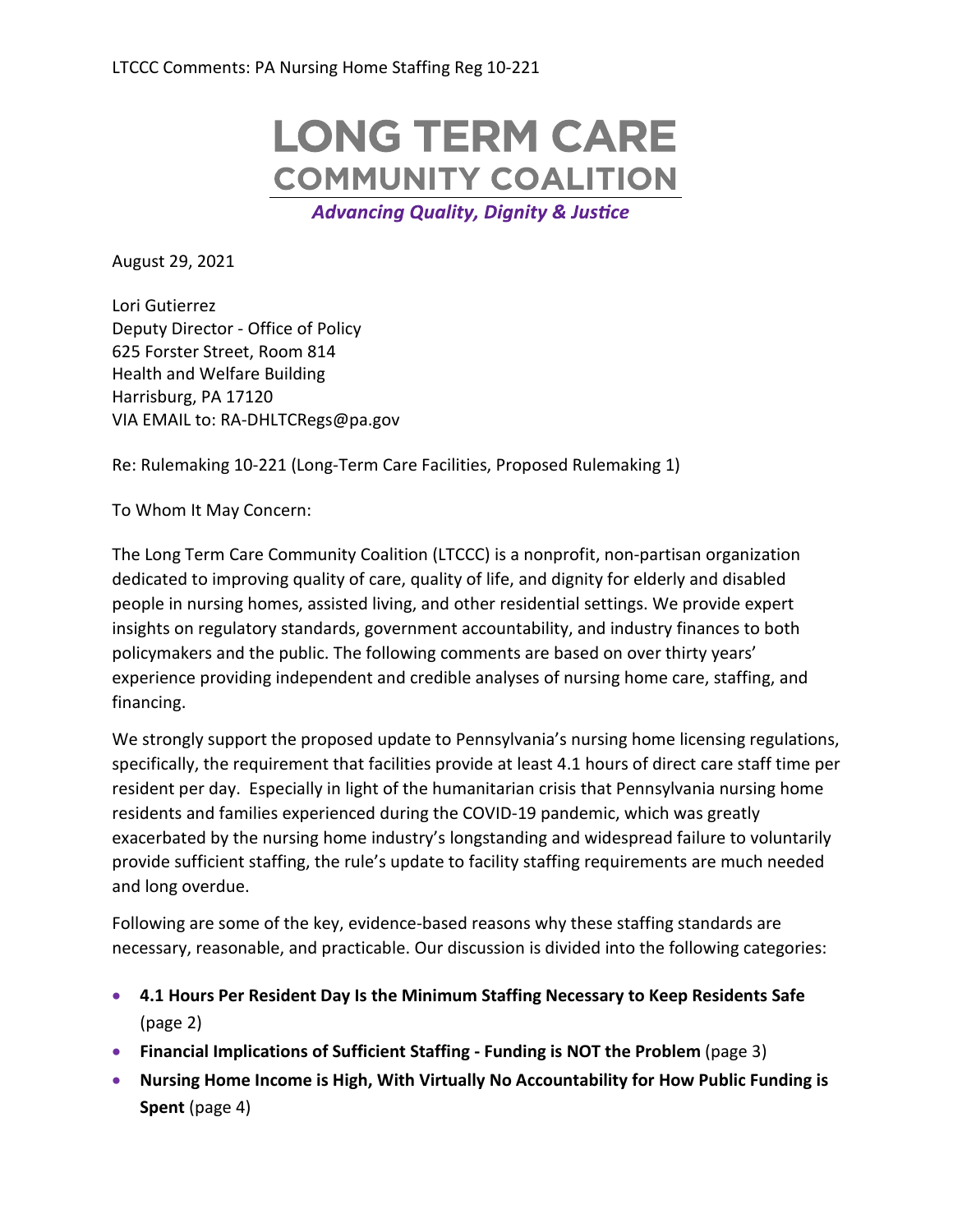# LONG TERM CARE COMMUNITY COALITION

***Advancing Quality, Dignity & Justice***

August 29, 2021

Lori Gutierrez
Deputy Director - Office of Policy
625 Forster Street, Room 814
Health and Welfare Building
Harrisburg, PA 17120
VIA EMAIL to: RA-DHLTCRegs@pa.gov

Re: Rulemaking 10-221 (Long-Term Care Facilities, Proposed Rulemaking 1)

To Whom It May Concern:

The Long Term Care Community Coalition (LTCCC) is a nonprofit, non-partisan organization dedicated to improving quality of care, quality of life, and dignity for elderly and disabled people in nursing homes, assisted living, and other residential settings. We provide expert insights on regulatory standards, government accountability, and industry finances to both policymakers and the public. The following comments are based on over thirty years' experience providing independent and credible analyses of nursing home care, staffing, and financing.

We strongly support the proposed update to Pennsylvania's nursing home licensing regulations, specifically, the requirement that facilities provide at least 4.1 hours of direct care staff time per resident per day. Especially in light of the humanitarian crisis that Pennsylvania nursing home residents and families experienced during the COVID-19 pandemic, which was greatly exacerbated by the nursing home industry's longstanding and widespread failure to voluntarily provide sufficient staffing, the rule's update to facility staffing requirements are much needed and long overdue.

Following are some of the key, evidence-based reasons why these staffing standards are necessary, reasonable, and practicable. Our discussion is divided into the following categories:

- **4.1 Hours Per Resident Day Is the Minimum Staffing Necessary to Keep Residents Safe** (page 2)
- **Financial Implications of Sufficient Staffing - Funding is NOT the Problem** (page 3)
- **Nursing Home Income is High, With Virtually No Accountability for How Public Funding is Spent** (page 4)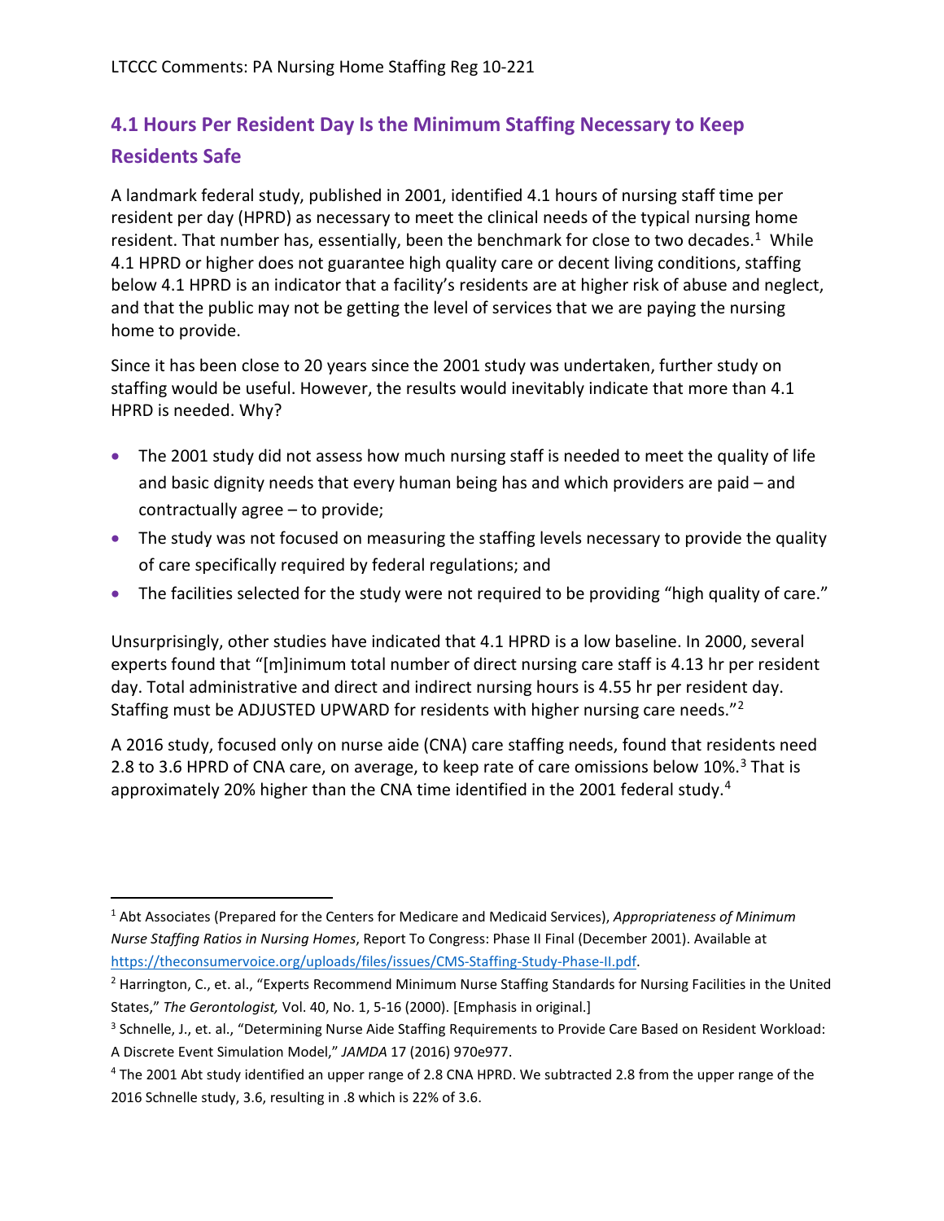## 4.1 Hours Per Resident Day Is the Minimum Staffing Necessary to Keep Residents Safe

A landmark federal study, published in 2001, identified 4.1 hours of nursing staff time per resident per day (HPRD) as necessary to meet the clinical needs of the typical nursing home resident. That number has, essentially, been the benchmark for close to two decades.[1] While 4.1 HPRD or higher does not guarantee high quality care or decent living conditions, staffing below 4.1 HPRD is an indicator that a facility's residents are at higher risk of abuse and neglect, and that the public may not be getting the level of services that we are paying the nursing home to provide.

Since it has been close to 20 years since the 2001 study was undertaken, further study on staffing would be useful. However, the results would inevitably indicate that more than 4.1 HPRD is needed. Why?

- The 2001 study did not assess how much nursing staff is needed to meet the quality of life and basic dignity needs that every human being has and which providers are paid – and contractually agree – to provide;
- The study was not focused on measuring the staffing levels necessary to provide the quality of care specifically required by federal regulations; and
- The facilities selected for the study were not required to be providing "high quality of care."

Unsurprisingly, other studies have indicated that 4.1 HPRD is a low baseline. In 2000, several experts found that "[m]inimum total number of direct nursing care staff is 4.13 hr per resident day. Total administrative and direct and indirect nursing hours is 4.55 hr per resident day. Staffing must be ADJUSTED UPWARD for residents with higher nursing care needs."[2]

A 2016 study, focused only on nurse aide (CNA) care staffing needs, found that residents need 2.8 to 3.6 HPRD of CNA care, on average, to keep rate of care omissions below 10%.[3] That is approximately 20% higher than the CNA time identified in the 2001 federal study.[4]

---

[1] Abt Associates (Prepared for the Centers for Medicare and Medicaid Services), *Appropriateness of Minimum Nurse Staffing Ratios in Nursing Homes*, Report To Congress: Phase II Final (December 2001). Available at https://theconsumervoice.org/uploads/files/issues/CMS-Staffing-Study-Phase-II.pdf.

[2] Harrington, C., et. al., "Experts Recommend Minimum Nurse Staffing Standards for Nursing Facilities in the United States," *The Gerontologist,* Vol. 40, No. 1, 5-16 (2000). [Emphasis in original.]

[3] Schnelle, J., et. al., "Determining Nurse Aide Staffing Requirements to Provide Care Based on Resident Workload: A Discrete Event Simulation Model," *JAMDA* 17 (2016) 970e977.

[4] The 2001 Abt study identified an upper range of 2.8 CNA HPRD. We subtracted 2.8 from the upper range of the 2016 Schnelle study, 3.6, resulting in .8 which is 22% of 3.6.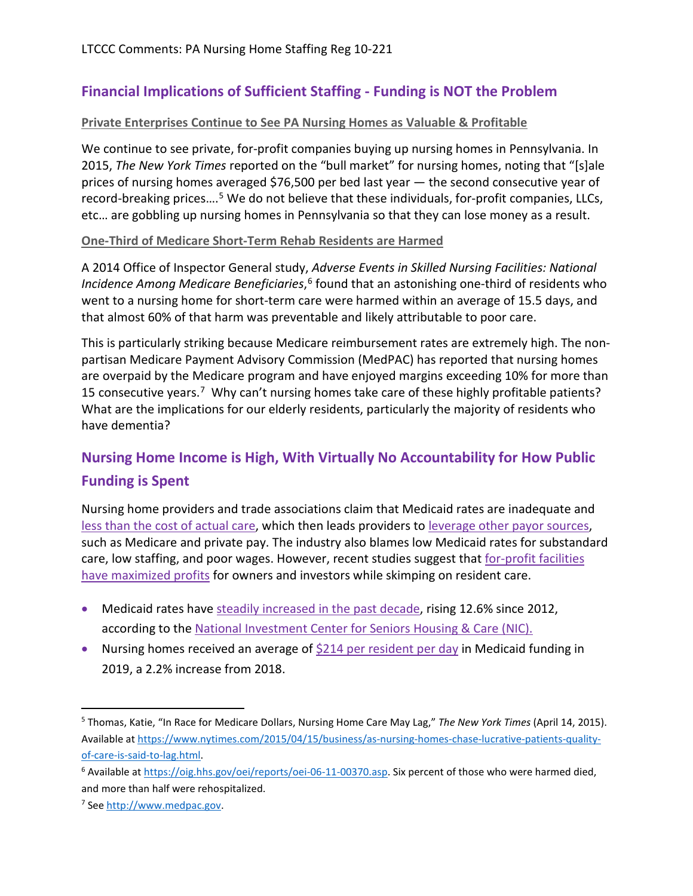## Financial Implications of Sufficient Staffing - Funding is NOT the Problem

### Private Enterprises Continue to See PA Nursing Homes as Valuable & Profitable

We continue to see private, for-profit companies buying up nursing homes in Pennsylvania. In 2015, *The New York Times* reported on the "bull market" for nursing homes, noting that "[s]ale prices of nursing homes averaged $76,500 per bed last year — the second consecutive year of record-breaking prices….[5] We do not believe that these individuals, for-profit companies, LLCs, etc… are gobbling up nursing homes in Pennsylvania so that they can lose money as a result.

### One-Third of Medicare Short-Term Rehab Residents are Harmed

A 2014 Office of Inspector General study, *Adverse Events in Skilled Nursing Facilities: National Incidence Among Medicare Beneficiaries*,[6] found that an astonishing one-third of residents who went to a nursing home for short-term care were harmed within an average of 15.5 days, and that almost 60% of that harm was preventable and likely attributable to poor care.

This is particularly striking because Medicare reimbursement rates are extremely high. The non-partisan Medicare Payment Advisory Commission (MedPAC) has reported that nursing homes are overpaid by the Medicare program and have enjoyed margins exceeding 10% for more than 15 consecutive years.[7] Why can't nursing homes take care of these highly profitable patients? What are the implications for our elderly residents, particularly the majority of residents who have dementia?

## Nursing Home Income is High, With Virtually No Accountability for How Public Funding is Spent

Nursing home providers and trade associations claim that Medicaid rates are inadequate and less than the cost of actual care, which then leads providers to leverage other payor sources, such as Medicare and private pay. The industry also blames low Medicaid rates for substandard care, low staffing, and poor wages. However, recent studies suggest that for-profit facilities have maximized profits for owners and investors while skimping on resident care.

- Medicaid rates have steadily increased in the past decade, rising 12.6% since 2012, according to the National Investment Center for Seniors Housing & Care (NIC).
- Nursing homes received an average of $214 per resident per day in Medicaid funding in 2019, a 2.2% increase from 2018.

---

[5] Thomas, Katie, "In Race for Medicare Dollars, Nursing Home Care May Lag," *The New York Times* (April 14, 2015). Available at https://www.nytimes.com/2015/04/15/business/as-nursing-homes-chase-lucrative-patients-quality-of-care-is-said-to-lag.html.

[6] Available at https://oig.hhs.gov/oei/reports/oei-06-11-00370.asp. Six percent of those who were harmed died, and more than half were rehospitalized.

[7] See http://www.medpac.gov.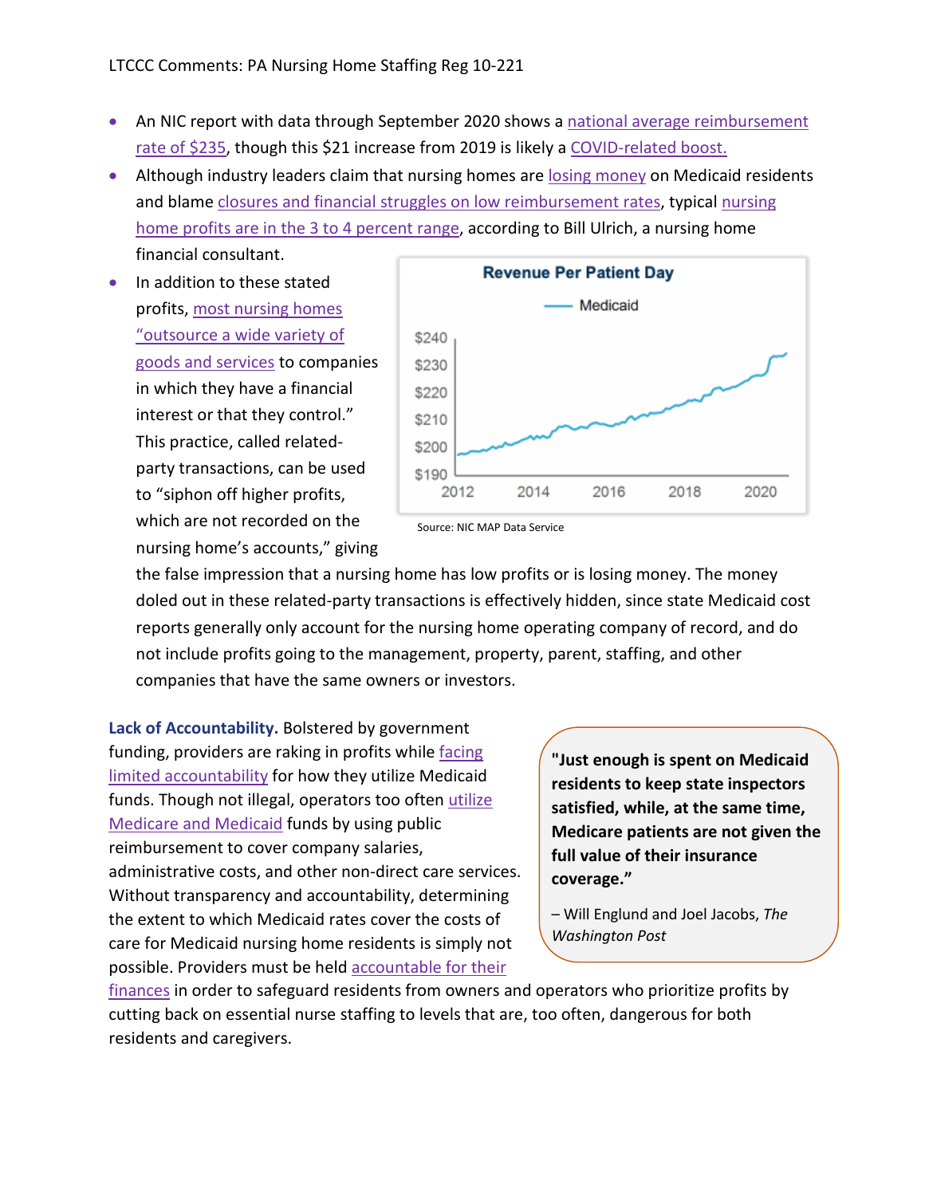- An NIC report with data through September 2020 shows a national average reimbursement rate of $235, though this $21 increase from 2019 is likely a COVID-related boost.
- Although industry leaders claim that nursing homes are losing money on Medicaid residents and blame closures and financial struggles on low reimbursement rates, typical nursing home profits are in the 3 to 4 percent range, according to Bill Ulrich, a nursing home financial consultant.
- In addition to these stated profits, most nursing homes "outsource a wide variety of goods and services to companies in which they have a financial interest or that they control." This practice, called related-party transactions, can be used to "siphon off higher profits, which are not recorded on the nursing home's accounts," giving the false impression that a nursing home has low profits or is losing money. The money doled out in these related-party transactions is effectively hidden, since state Medicaid cost reports generally only account for the nursing home operating company of record, and do not include profits going to the management, property, parent, staffing, and other companies that have the same owners or investors.

**Revenue Per Patient Day**

Medicaid

Source: NIC MAP Data Service

**Lack of Accountability.** Bolstered by government funding, providers are raking in profits while facing limited accountability for how they utilize Medicaid funds. Though not illegal, operators too often utilize Medicare and Medicaid funds by using public reimbursement to cover company salaries, administrative costs, and other non-direct care services. Without transparency and accountability, determining the extent to which Medicaid rates cover the costs of care for Medicaid nursing home residents is simply not possible. Providers must be held accountable for their finances in order to safeguard residents from owners and operators who prioritize profits by cutting back on essential nurse staffing to levels that are, too often, dangerous for both residents and caregivers.

> **"Just enough is spent on Medicaid residents to keep state inspectors satisfied, while, at the same time, Medicare patients are not given the full value of their insurance coverage."**
>
> – Will Englund and Joel Jacobs, *The Washington Post*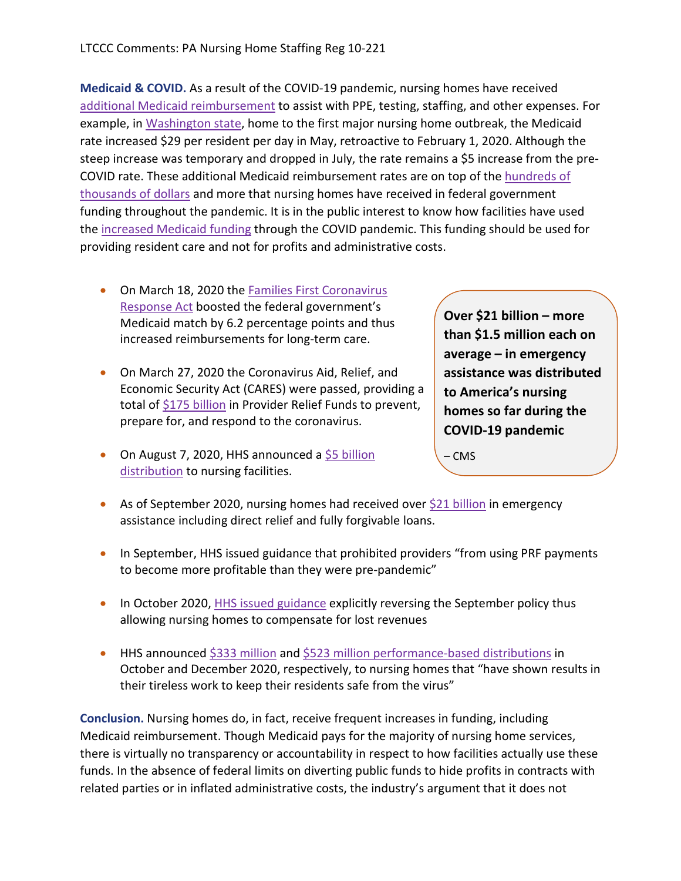**Medicaid & COVID.** As a result of the COVID-19 pandemic, nursing homes have received additional Medicaid reimbursement to assist with PPE, testing, staffing, and other expenses. For example, in Washington state, home to the first major nursing home outbreak, the Medicaid rate increased $29 per resident per day in May, retroactive to February 1, 2020. Although the steep increase was temporary and dropped in July, the rate remains a $5 increase from the pre-COVID rate. These additional Medicaid reimbursement rates are on top of the hundreds of thousands of dollars and more that nursing homes have received in federal government funding throughout the pandemic. It is in the public interest to know how facilities have used the increased Medicaid funding through the COVID pandemic. This funding should be used for providing resident care and not for profits and administrative costs.

- On March 18, 2020 the Families First Coronavirus Response Act boosted the federal government's Medicaid match by 6.2 percentage points and thus increased reimbursements for long-term care.
- On March 27, 2020 the Coronavirus Aid, Relief, and Economic Security Act (CARES) were passed, providing a total of $175 billion in Provider Relief Funds to prevent, prepare for, and respond to the coronavirus.
- On August 7, 2020, HHS announced a $5 billion distribution to nursing facilities.

> **Over $21 billion – more than $1.5 million each on average – in emergency assistance was distributed to America's nursing homes so far during the COVID-19 pandemic**
>
> – CMS

- As of September 2020, nursing homes had received over $21 billion in emergency assistance including direct relief and fully forgivable loans.
- In September, HHS issued guidance that prohibited providers "from using PRF payments to become more profitable than they were pre-pandemic"
- In October 2020, HHS issued guidance explicitly reversing the September policy thus allowing nursing homes to compensate for lost revenues
- HHS announced $333 million and $523 million performance-based distributions in October and December 2020, respectively, to nursing homes that "have shown results in their tireless work to keep their residents safe from the virus"

**Conclusion.** Nursing homes do, in fact, receive frequent increases in funding, including Medicaid reimbursement. Though Medicaid pays for the majority of nursing home services, there is virtually no transparency or accountability in respect to how facilities actually use these funds. In the absence of federal limits on diverting public funds to hide profits in contracts with related parties or in inflated administrative costs, the industry's argument that it does not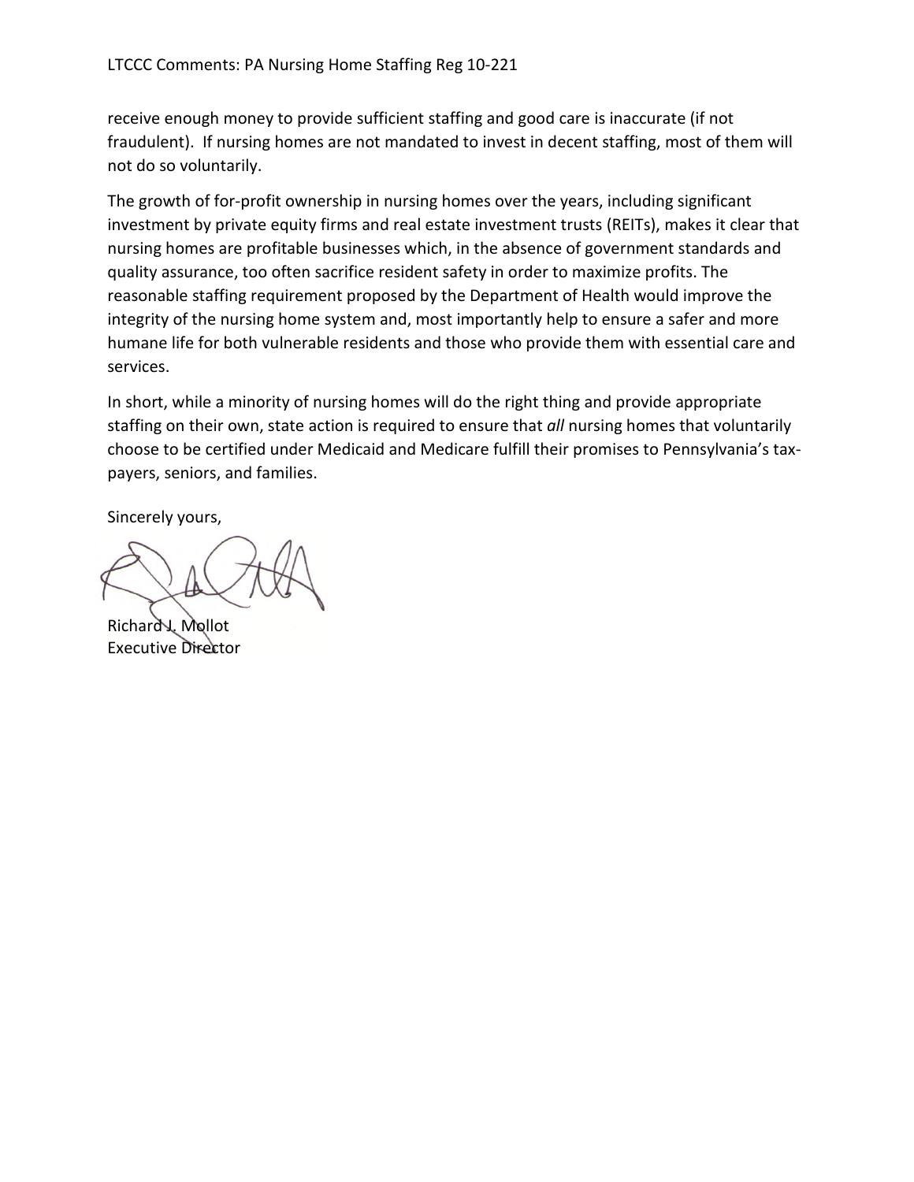receive enough money to provide sufficient staffing and good care is inaccurate (if not fraudulent). If nursing homes are not mandated to invest in decent staffing, most of them will not do so voluntarily.

The growth of for-profit ownership in nursing homes over the years, including significant investment by private equity firms and real estate investment trusts (REITs), makes it clear that nursing homes are profitable businesses which, in the absence of government standards and quality assurance, too often sacrifice resident safety in order to maximize profits. The reasonable staffing requirement proposed by the Department of Health would improve the integrity of the nursing home system and, most importantly help to ensure a safer and more humane life for both vulnerable residents and those who provide them with essential care and services.

In short, while a minority of nursing homes will do the right thing and provide appropriate staffing on their own, state action is required to ensure that *all* nursing homes that voluntarily choose to be certified under Medicaid and Medicare fulfill their promises to Pennsylvania's tax-payers, seniors, and families.

Sincerely yours,

Richard J. Mollot
Executive Director